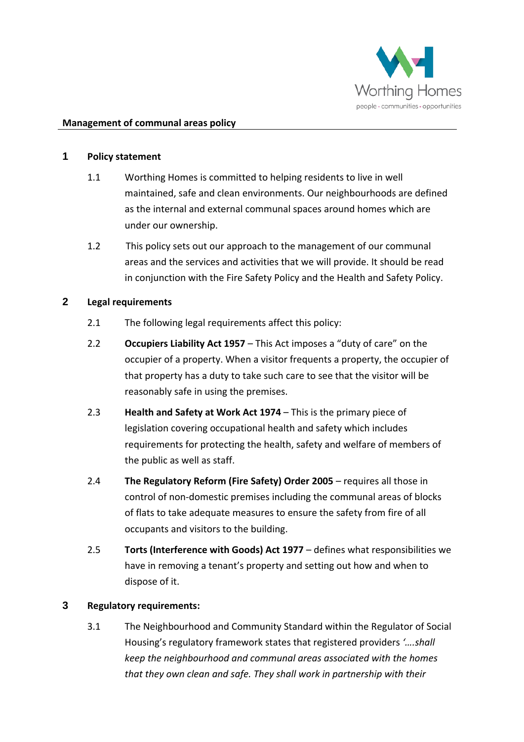Worthing Homes
people · communities · opportunities

**Management of communal areas policy**

## 1 Policy statement

1.1 Worthing Homes is committed to helping residents to live in well maintained, safe and clean environments. Our neighbourhoods are defined as the internal and external communal spaces around homes which are under our ownership.

1.2 This policy sets out our approach to the management of our communal areas and the services and activities that we will provide. It should be read in conjunction with the Fire Safety Policy and the Health and Safety Policy.

## 2 Legal requirements

2.1 The following legal requirements affect this policy:

2.2 **Occupiers Liability Act 1957** – This Act imposes a "duty of care" on the occupier of a property. When a visitor frequents a property, the occupier of that property has a duty to take such care to see that the visitor will be reasonably safe in using the premises.

2.3 **Health and Safety at Work Act 1974** – This is the primary piece of legislation covering occupational health and safety which includes requirements for protecting the health, safety and welfare of members of the public as well as staff.

2.4 **The Regulatory Reform (Fire Safety) Order 2005** – requires all those in control of non-domestic premises including the communal areas of blocks of flats to take adequate measures to ensure the safety from fire of all occupants and visitors to the building.

2.5 **Torts (Interference with Goods) Act 1977** – defines what responsibilities we have in removing a tenant's property and setting out how and when to dispose of it.

## 3 Regulatory requirements:

3.1 The Neighbourhood and Community Standard within the Regulator of Social Housing's regulatory framework states that registered providers *'….shall keep the neighbourhood and communal areas associated with the homes that they own clean and safe. They shall work in partnership with their*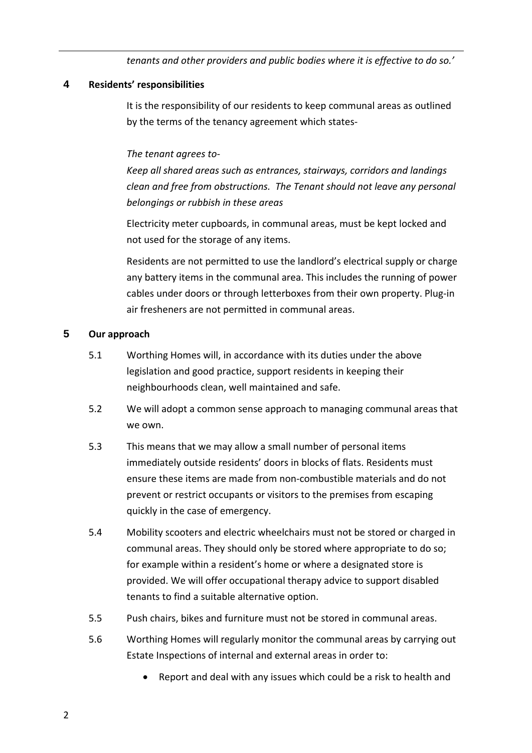*tenants and other providers and public bodies where it is effective to do so.'*

## 4 Residents' responsibilities

It is the responsibility of our residents to keep communal areas as outlined by the terms of the tenancy agreement which states-

*The tenant agrees to-*

*Keep all shared areas such as entrances, stairways, corridors and landings clean and free from obstructions. The Tenant should not leave any personal belongings or rubbish in these areas*

Electricity meter cupboards, in communal areas, must be kept locked and not used for the storage of any items.

Residents are not permitted to use the landlord's electrical supply or charge any battery items in the communal area. This includes the running of power cables under doors or through letterboxes from their own property. Plug-in air fresheners are not permitted in communal areas.

## 5 Our approach

5.1 Worthing Homes will, in accordance with its duties under the above legislation and good practice, support residents in keeping their neighbourhoods clean, well maintained and safe.

5.2 We will adopt a common sense approach to managing communal areas that we own.

5.3 This means that we may allow a small number of personal items immediately outside residents' doors in blocks of flats. Residents must ensure these items are made from non-combustible materials and do not prevent or restrict occupants or visitors to the premises from escaping quickly in the case of emergency.

5.4 Mobility scooters and electric wheelchairs must not be stored or charged in communal areas. They should only be stored where appropriate to do so; for example within a resident's home or where a designated store is provided. We will offer occupational therapy advice to support disabled tenants to find a suitable alternative option.

5.5 Push chairs, bikes and furniture must not be stored in communal areas.

5.6 Worthing Homes will regularly monitor the communal areas by carrying out Estate Inspections of internal and external areas in order to:

- Report and deal with any issues which could be a risk to health and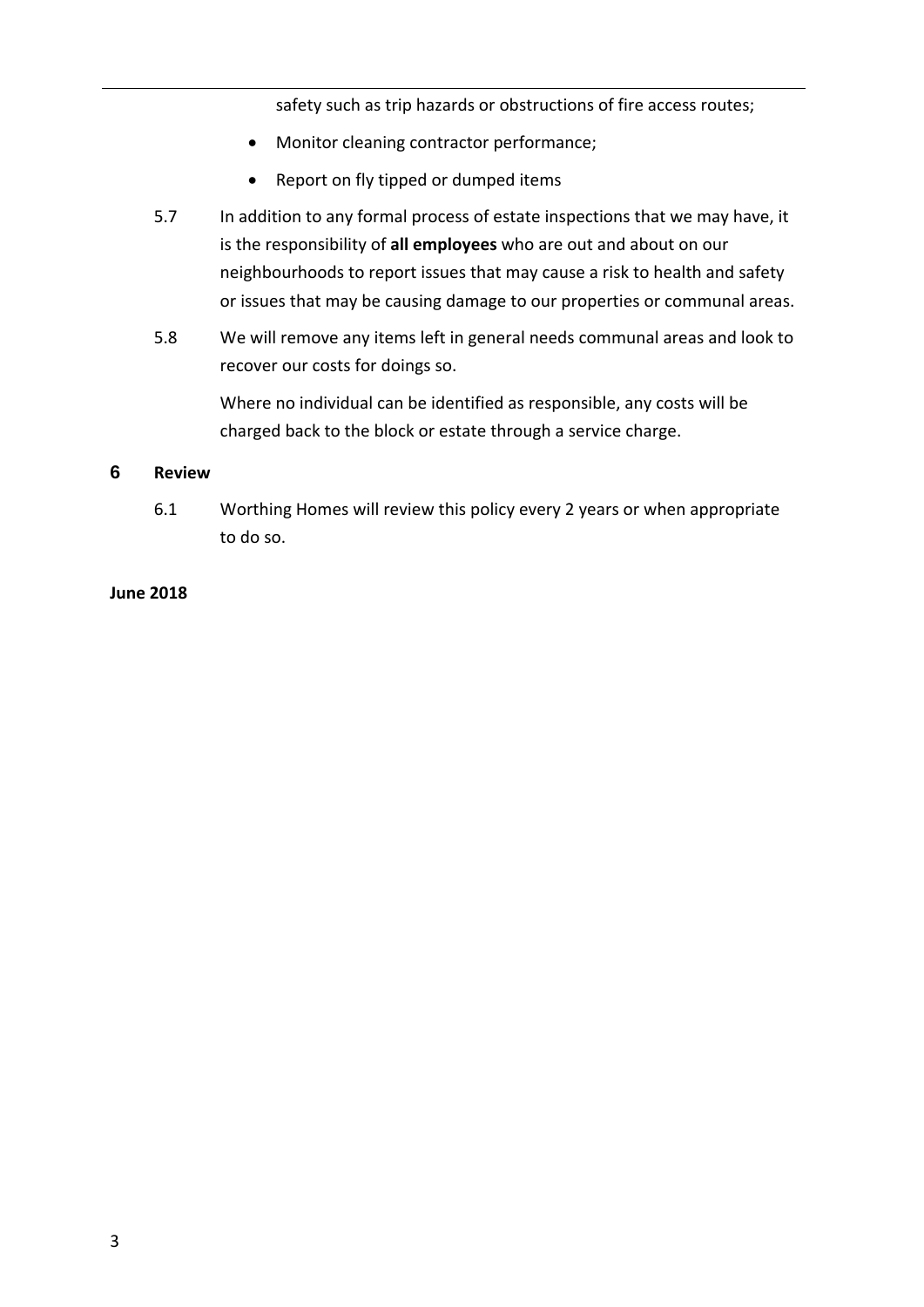safety such as trip hazards or obstructions of fire access routes;

- Monitor cleaning contractor performance;
- Report on fly tipped or dumped items

5.7 In addition to any formal process of estate inspections that we may have, it is the responsibility of **all employees** who are out and about on our neighbourhoods to report issues that may cause a risk to health and safety or issues that may be causing damage to our properties or communal areas.

5.8 We will remove any items left in general needs communal areas and look to recover our costs for doings so.

Where no individual can be identified as responsible, any costs will be charged back to the block or estate through a service charge.

## 6 Review

6.1 Worthing Homes will review this policy every 2 years or when appropriate to do so.

**June 2018**